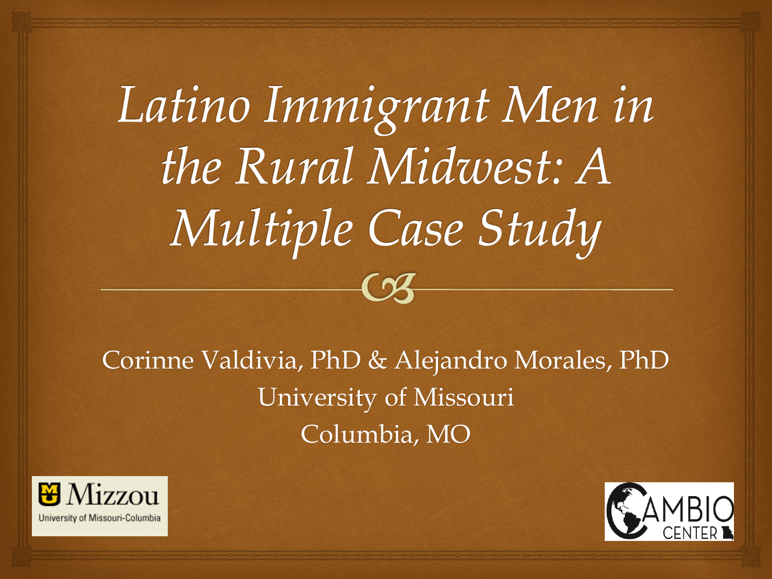# *Latino Immigrant Men in the Rural Midwest: A Multiple Case Study*

Corinne Valdivia, PhD & Alejandro Morales, PhD

University of Missouri

Columbia, MO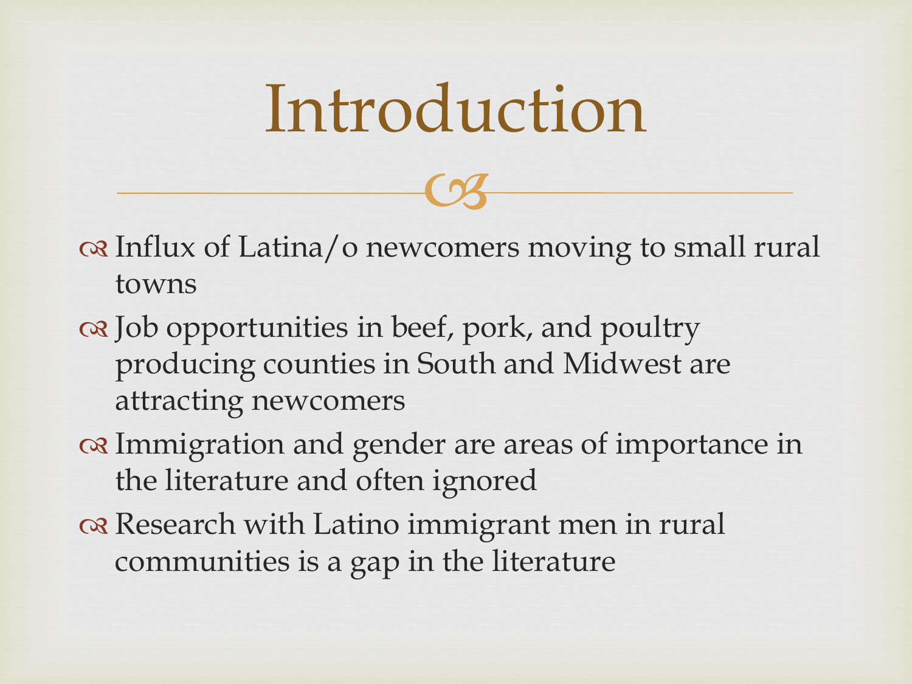# Introduction

- Influx of Latina/o newcomers moving to small rural towns
- Job opportunities in beef, pork, and poultry producing counties in South and Midwest are attracting newcomers
- Immigration and gender are areas of importance in the literature and often ignored
- Research with Latino immigrant men in rural communities is a gap in the literature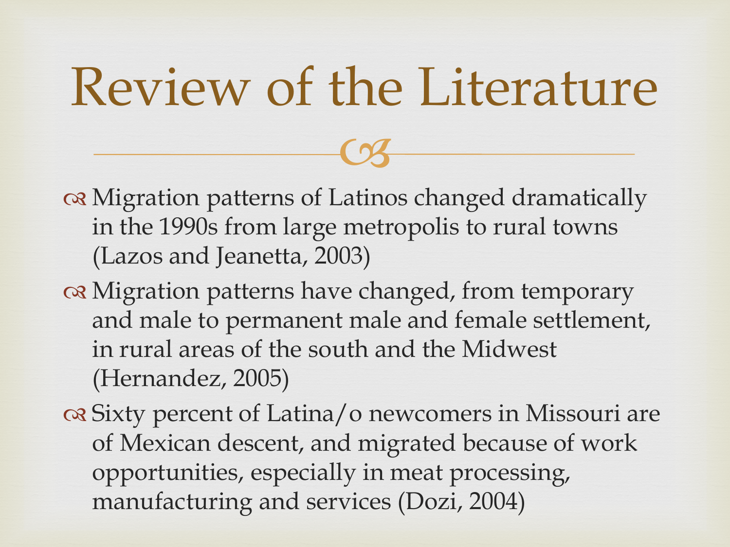# Review of the Literature

- Migration patterns of Latinos changed dramatically in the 1990s from large metropolis to rural towns (Lazos and Jeanetta, 2003)
- Migration patterns have changed, from temporary and male to permanent male and female settlement, in rural areas of the south and the Midwest (Hernandez, 2005)
- Sixty percent of Latina/o newcomers in Missouri are of Mexican descent, and migrated because of work opportunities, especially in meat processing, manufacturing and services (Dozi, 2004)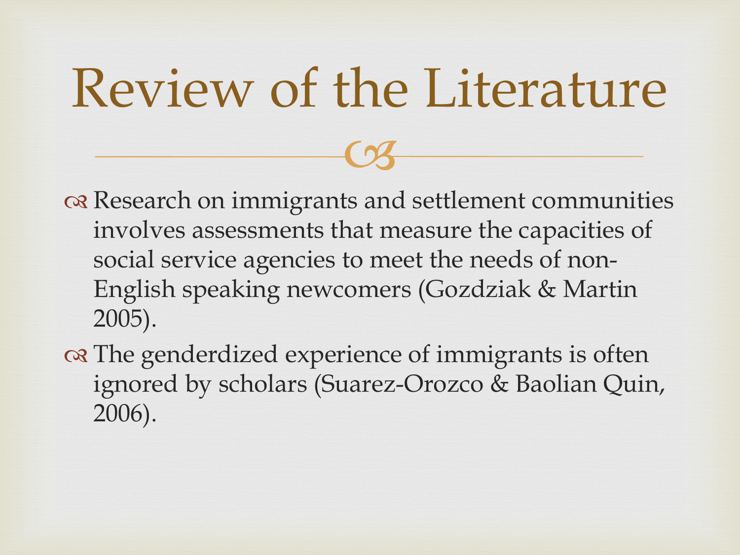# Review of the Literature

- Research on immigrants and settlement communities involves assessments that measure the capacities of social service agencies to meet the needs of non-English speaking newcomers (Gozdziak & Martin 2005).
- The genderdized experience of immigrants is often ignored by scholars (Suarez-Orozco & Baolian Quin, 2006).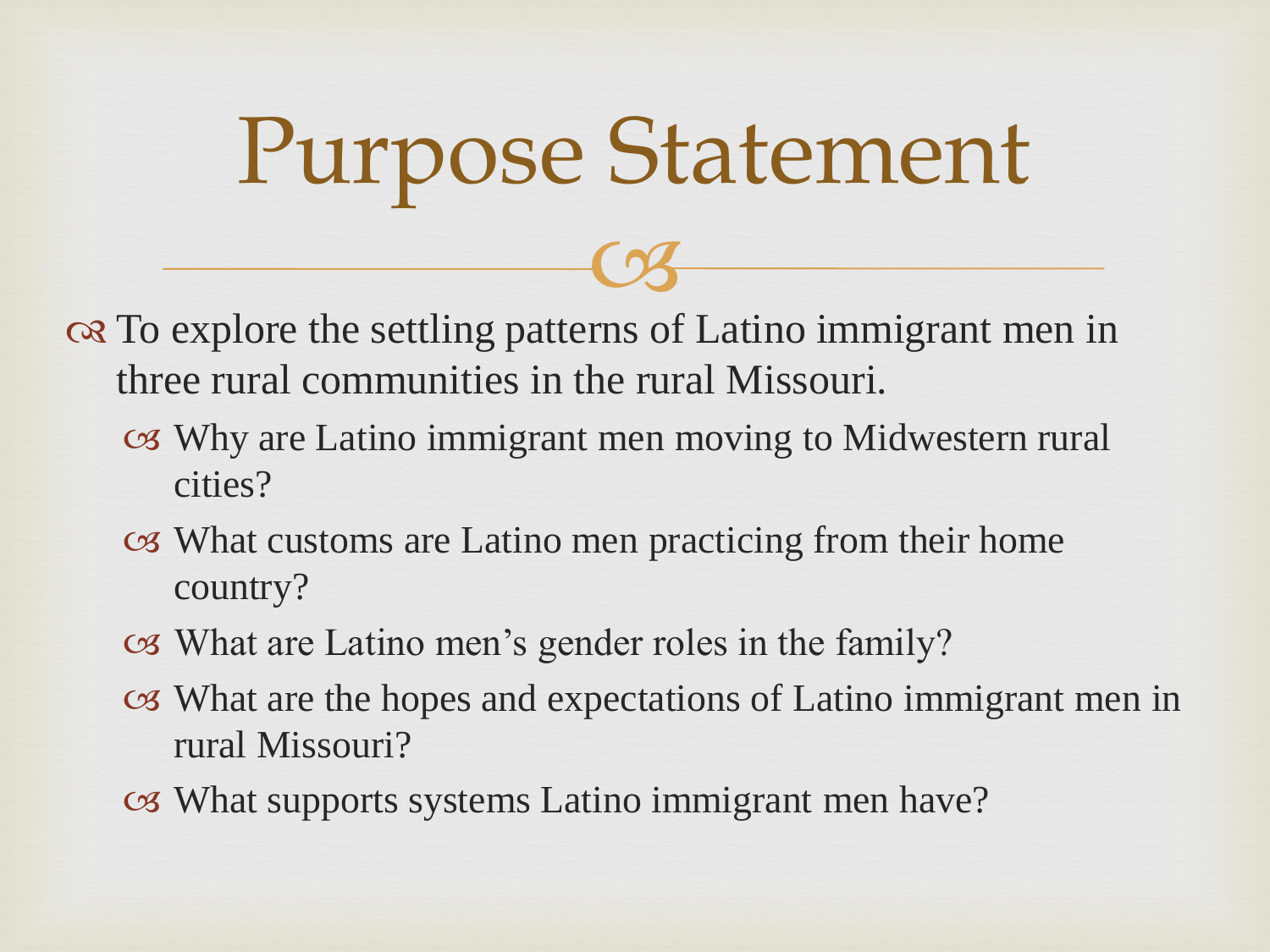# Purpose Statement

- To explore the settling patterns of Latino immigrant men in three rural communities in the rural Missouri.
  - Why are Latino immigrant men moving to Midwestern rural cities?
  - What customs are Latino men practicing from their home country?
  - What are Latino men's gender roles in the family?
  - What are the hopes and expectations of Latino immigrant men in rural Missouri?
  - What supports systems Latino immigrant men have?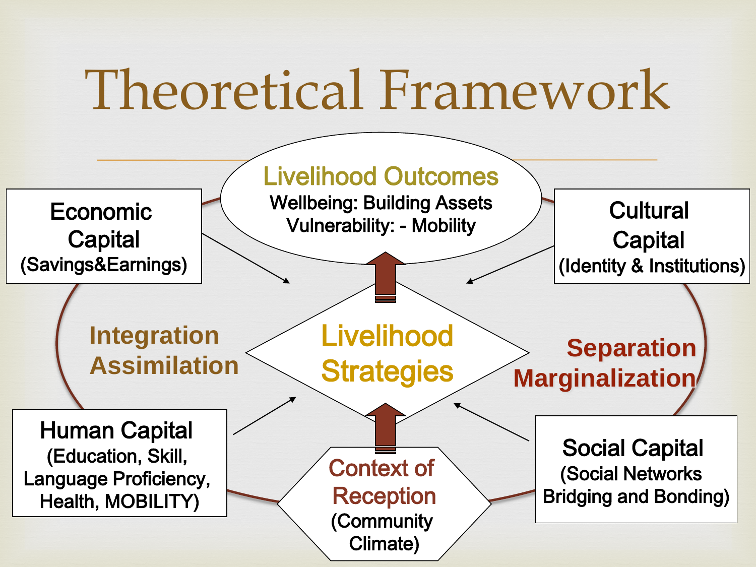# Theoretical Framework

**Livelihood Outcomes**
Wellbeing: Building Assets
Vulnerability: - Mobility

**Economic Capital**
(Savings&Earnings)

**Cultural Capital**
(Identity & Institutions)

**Integration**
**Assimilation**

**Livelihood Strategies**

**Separation**
**Marginalization**

**Human Capital**
(Education, Skill, Language Proficiency, Health, MOBILITY)

**Context of Reception**
(Community Climate)

**Social Capital**
(Social Networks Bridging and Bonding)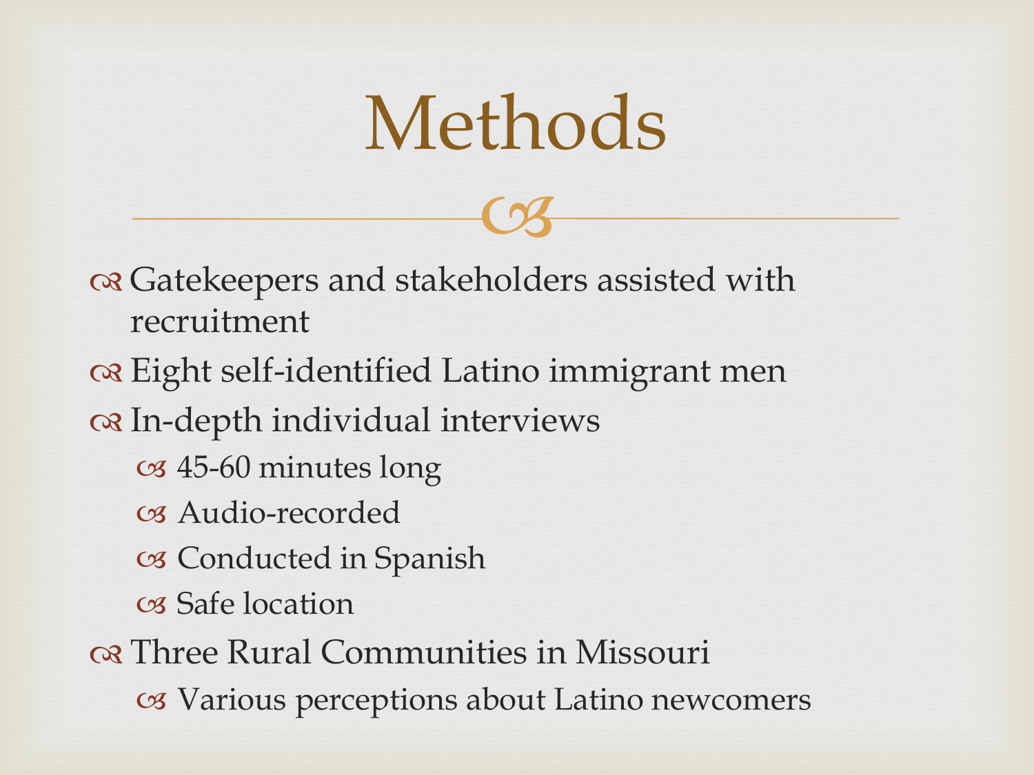# Methods

- Gatekeepers and stakeholders assisted with recruitment
- Eight self-identified Latino immigrant men
- In-depth individual interviews
  - 45-60 minutes long
  - Audio-recorded
  - Conducted in Spanish
  - Safe location
- Three Rural Communities in Missouri
  - Various perceptions about Latino newcomers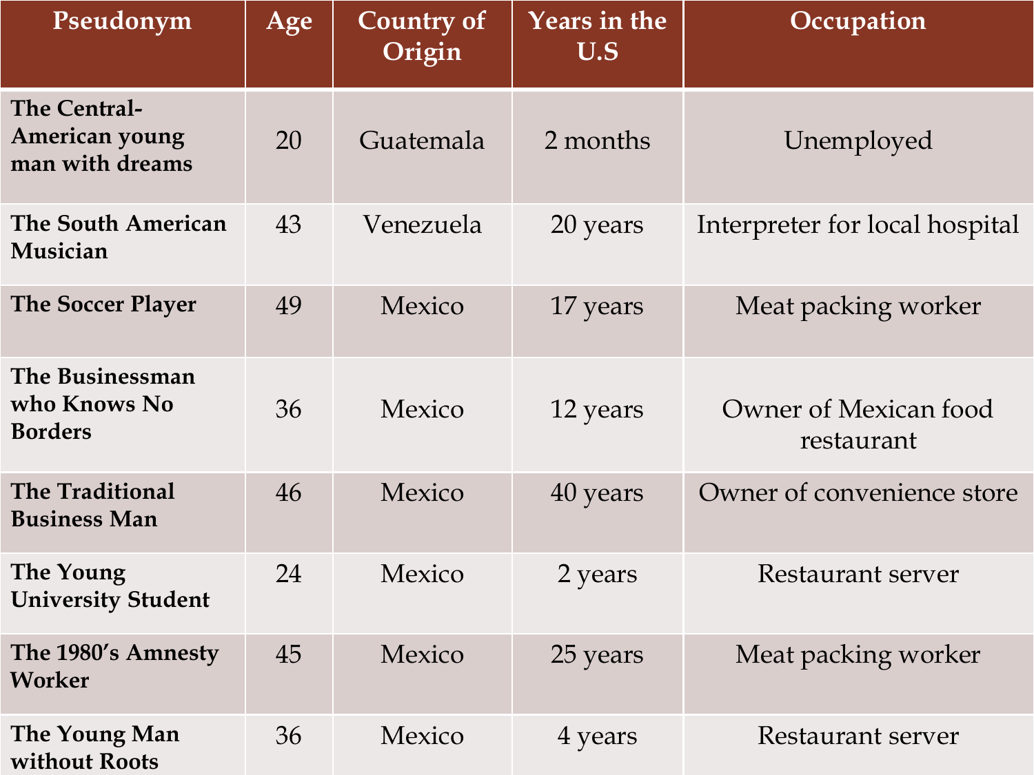| Pseudonym | Age | Country of Origin | Years in the U.S | Occupation |
|---|---|---|---|---|
| **The Central-American young man with dreams** | 20 | Guatemala | 2 months | Unemployed |
| **The South American Musician** | 43 | Venezuela | 20 years | Interpreter for local hospital |
| **The Soccer Player** | 49 | Mexico | 17 years | Meat packing worker |
| **The Businessman who Knows No Borders** | 36 | Mexico | 12 years | Owner of Mexican food restaurant |
| **The Traditional Business Man** | 46 | Mexico | 40 years | Owner of convenience store |
| **The Young University Student** | 24 | Mexico | 2 years | Restaurant server |
| **The 1980's Amnesty Worker** | 45 | Mexico | 25 years | Meat packing worker |
| **The Young Man without Roots** | 36 | Mexico | 4 years | Restaurant server |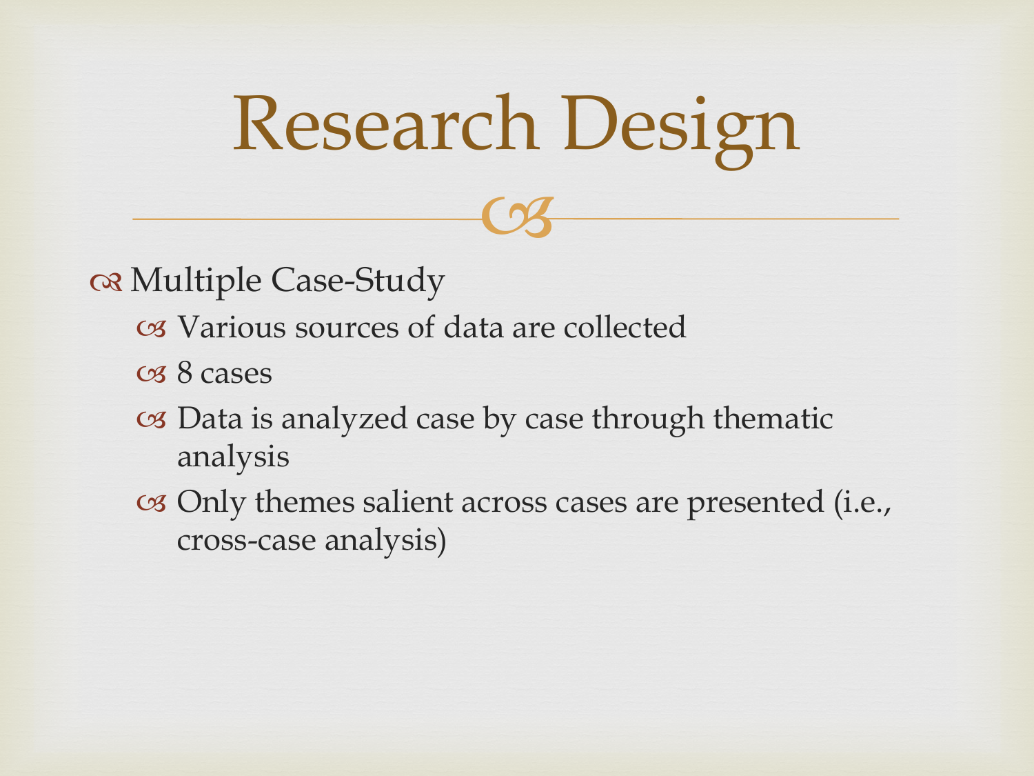# Research Design

- Multiple Case-Study
  - Various sources of data are collected
  - 8 cases
  - Data is analyzed case by case through thematic analysis
  - Only themes salient across cases are presented (i.e., cross-case analysis)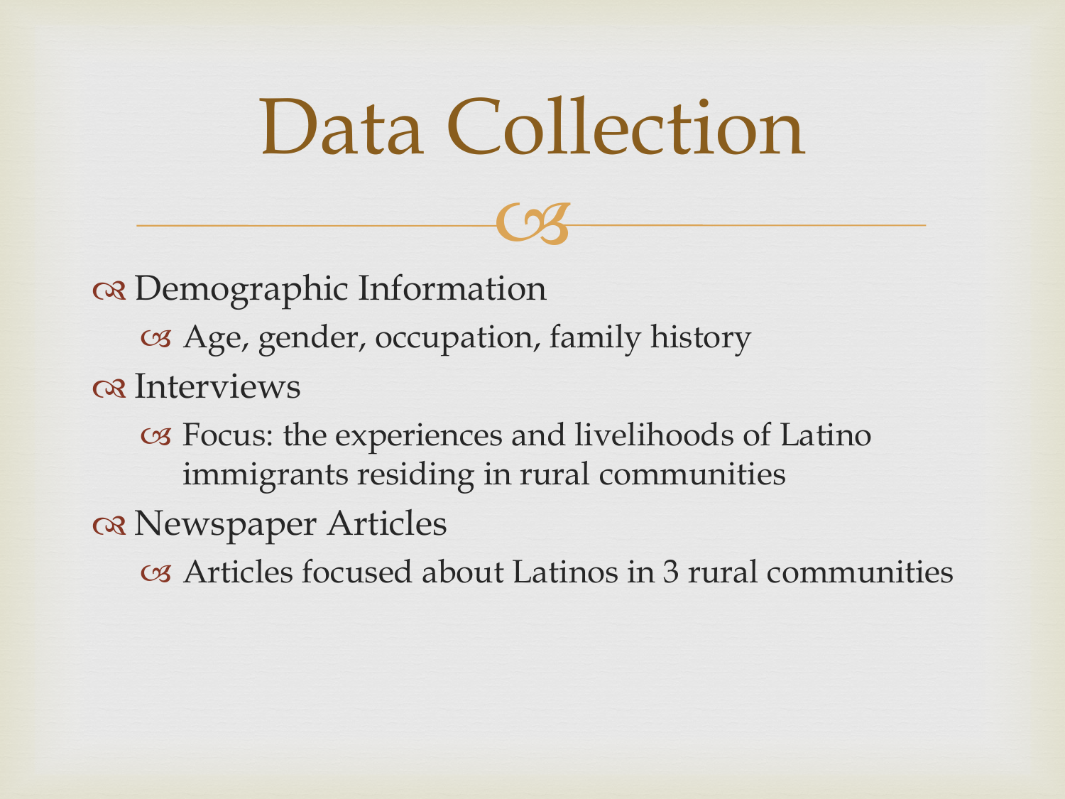# Data Collection

- Demographic Information
  - Age, gender, occupation, family history
- Interviews
  - Focus: the experiences and livelihoods of Latino immigrants residing in rural communities
- Newspaper Articles
  - Articles focused about Latinos in 3 rural communities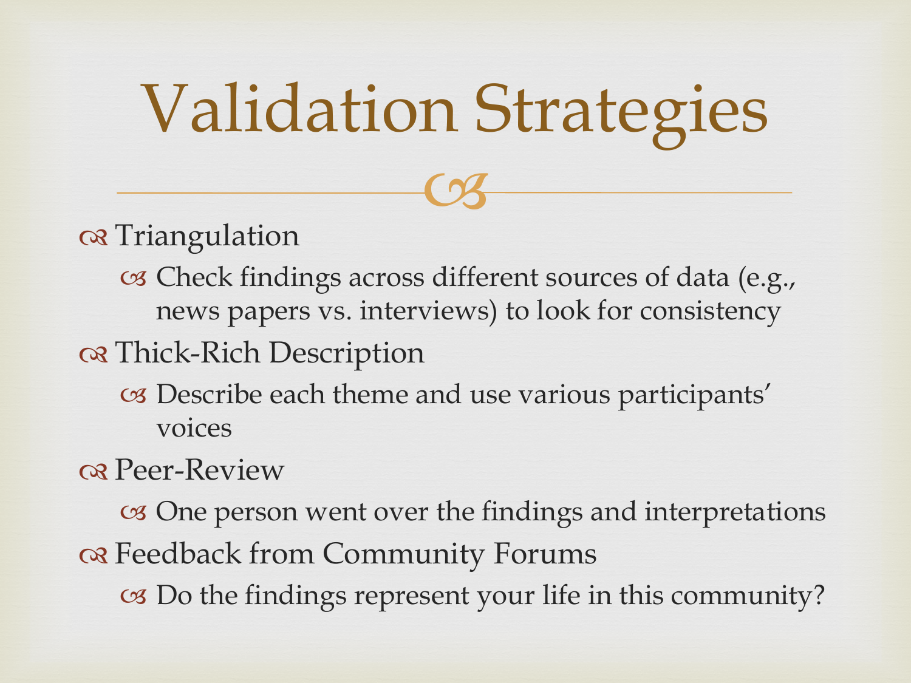# Validation Strategies

- Triangulation
  - Check findings across different sources of data (e.g., news papers vs. interviews) to look for consistency
- Thick-Rich Description
  - Describe each theme and use various participants' voices
- Peer-Review
  - One person went over the findings and interpretations
- Feedback from Community Forums
  - Do the findings represent your life in this community?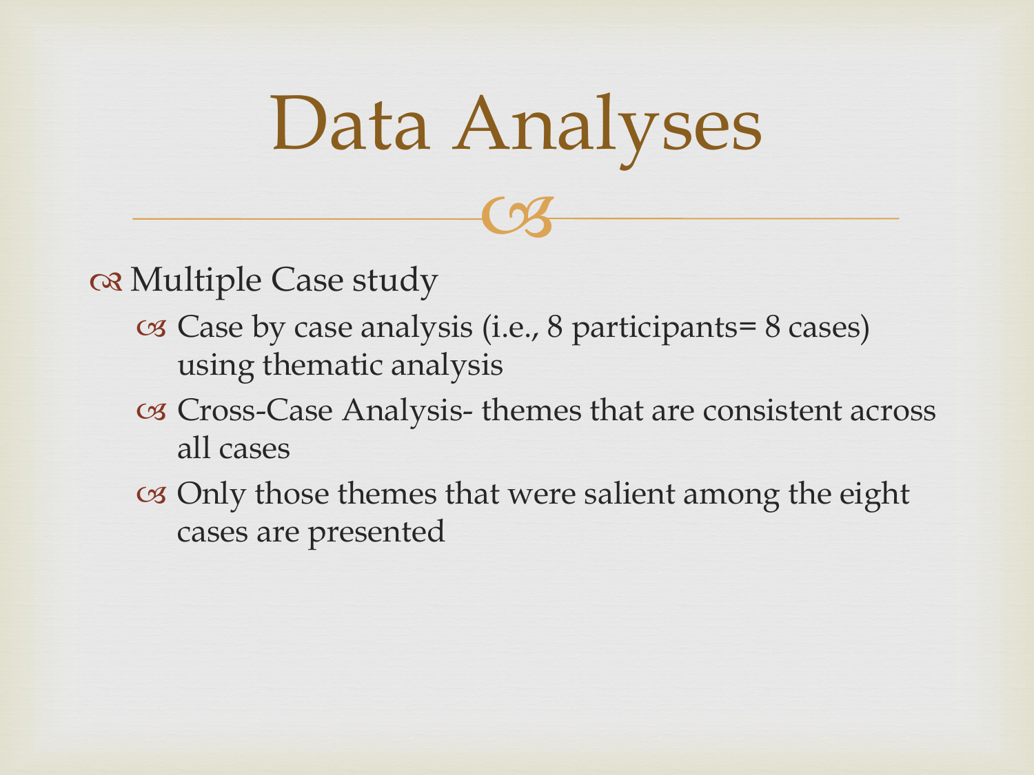# Data Analyses

- Multiple Case study
  - Case by case analysis (i.e., 8 participants= 8 cases) using thematic analysis
  - Cross-Case Analysis- themes that are consistent across all cases
  - Only those themes that were salient among the eight cases are presented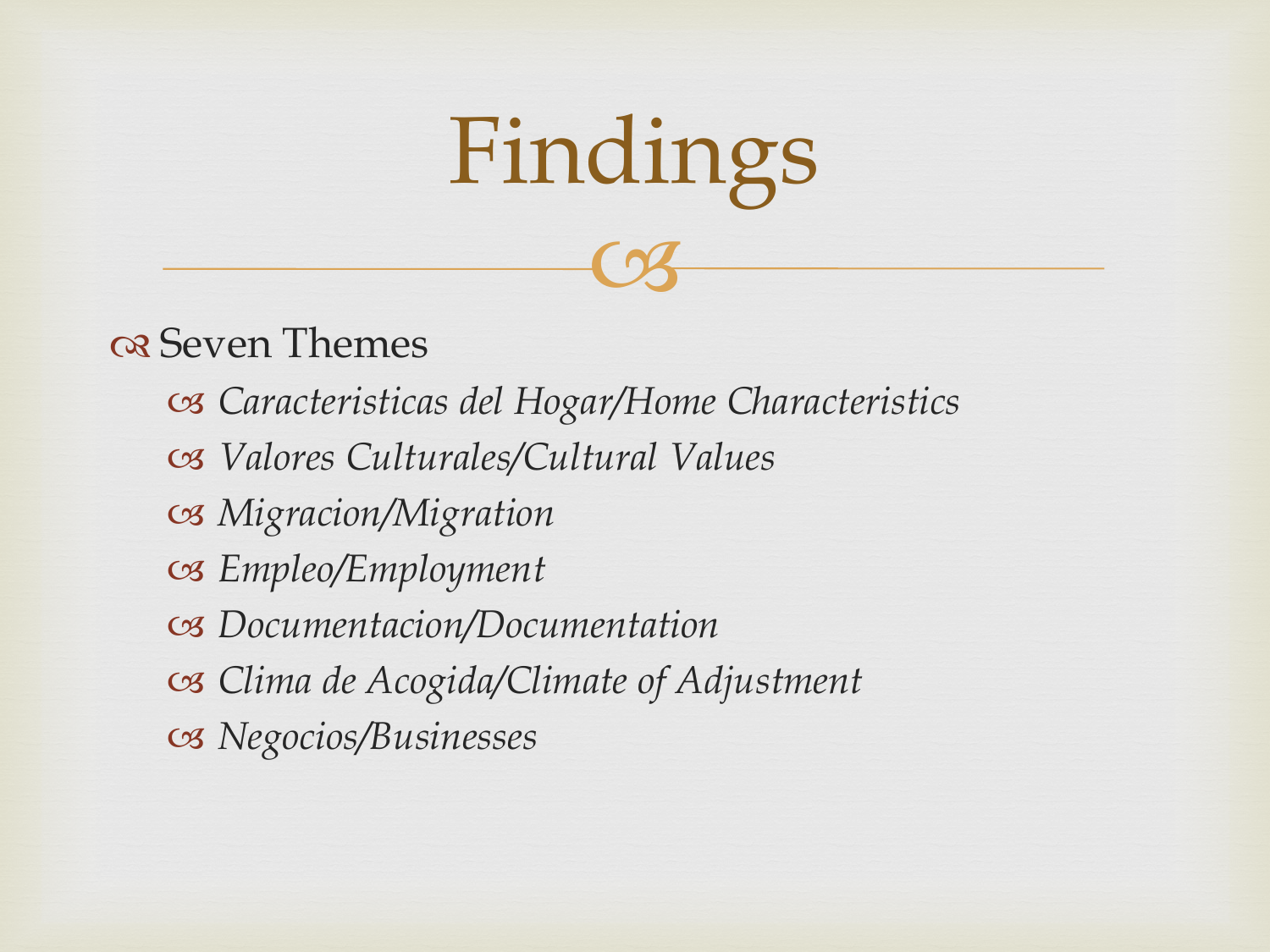# Findings

- Seven Themes
  - *Caracteristicas del Hogar/Home Characteristics*
  - *Valores Culturales/Cultural Values*
  - *Migracion/Migration*
  - *Empleo/Employment*
  - *Documentacion/Documentation*
  - *Clima de Acogida/Climate of Adjustment*
  - *Negocios/Businesses*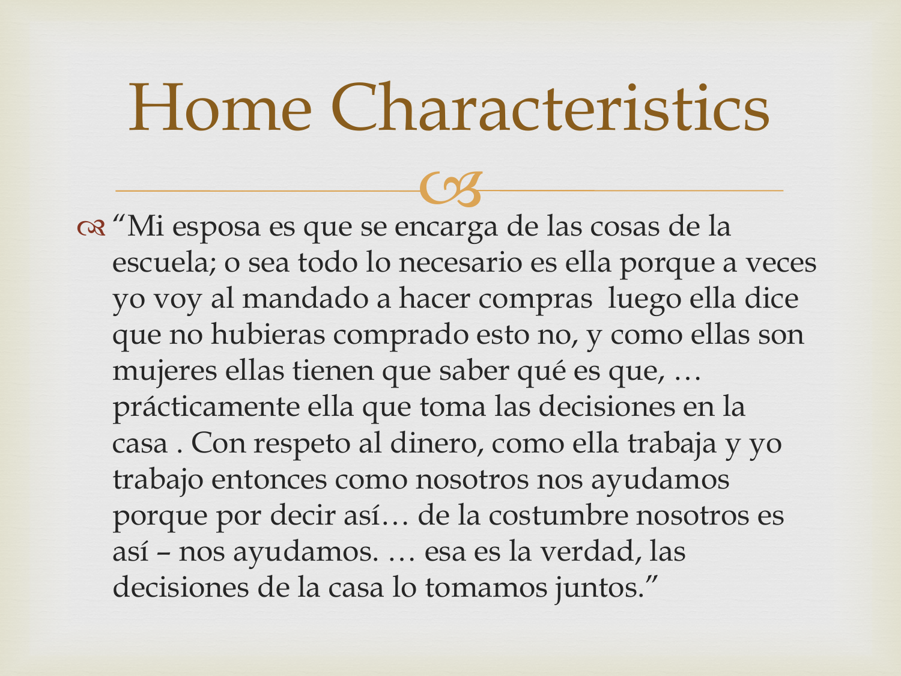# Home Characteristics

- “Mi esposa es que se encarga de las cosas de la escuela; o sea todo lo necesario es ella porque a veces yo voy al mandado a hacer compras  luego ella dice que no hubieras comprado esto no, y como ellas son mujeres ellas tienen que saber qué es que, … prácticamente ella que toma las decisiones en la casa . Con respeto al dinero, como ella trabaja y yo trabajo entonces como nosotros nos ayudamos porque por decir así… de la costumbre nosotros es así – nos ayudamos. … esa es la verdad, las decisiones de la casa lo tomamos juntos.”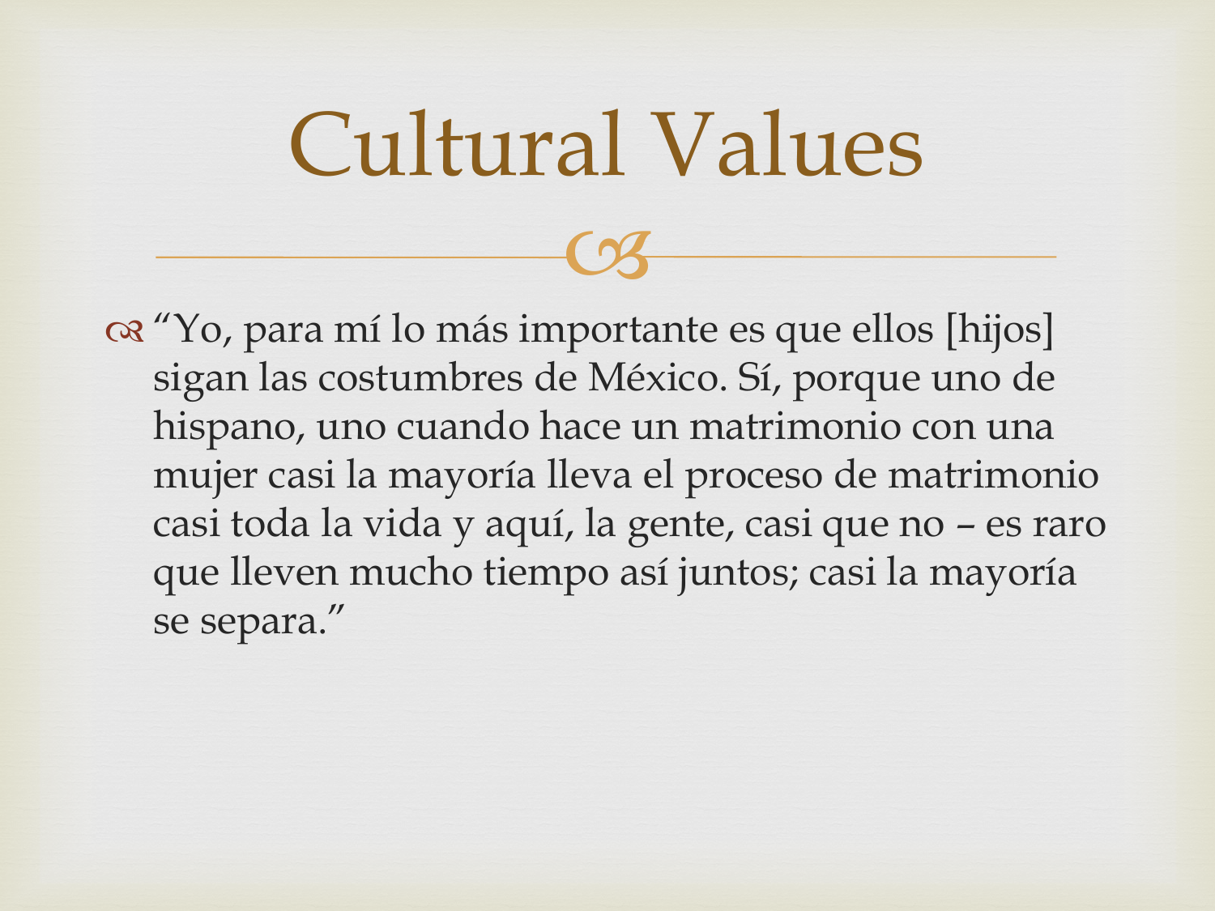# Cultural Values

- "Yo, para mí lo más importante es que ellos [hijos] sigan las costumbres de México. Sí, porque uno de hispano, uno cuando hace un matrimonio con una mujer casi la mayoría lleva el proceso de matrimonio casi toda la vida y aquí, la gente, casi que no – es raro que lleven mucho tiempo así juntos; casi la mayoría se separa."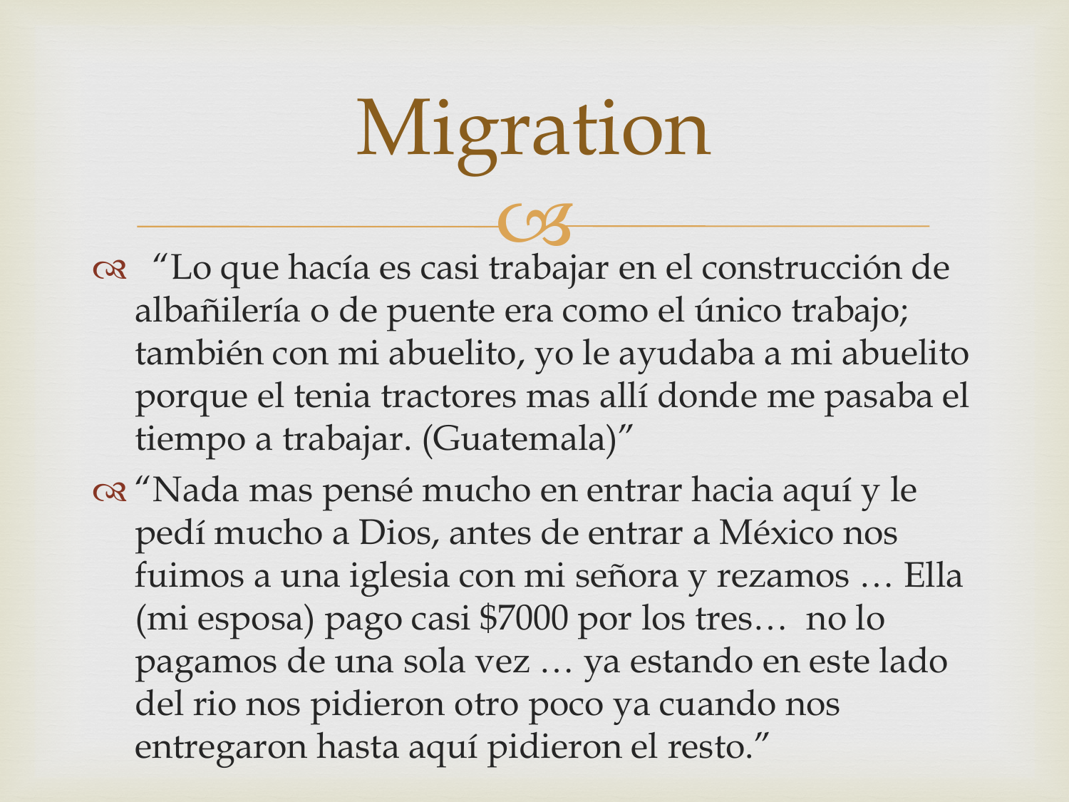# Migration

- "Lo que hacía es casi trabajar en el construcción de albañilería o de puente era como el único trabajo; también con mi abuelito, yo le ayudaba a mi abuelito porque el tenia tractores mas allí donde me pasaba el tiempo a trabajar. (Guatemala)"
- "Nada mas pensé mucho en entrar hacia aquí y le pedí mucho a Dios, antes de entrar a México nos fuimos a una iglesia con mi señora y rezamos … Ella (mi esposa) pago casi $7000 por los tres… no lo pagamos de una sola vez … ya estando en este lado del rio nos pidieron otro poco ya cuando nos entregaron hasta aquí pidieron el resto."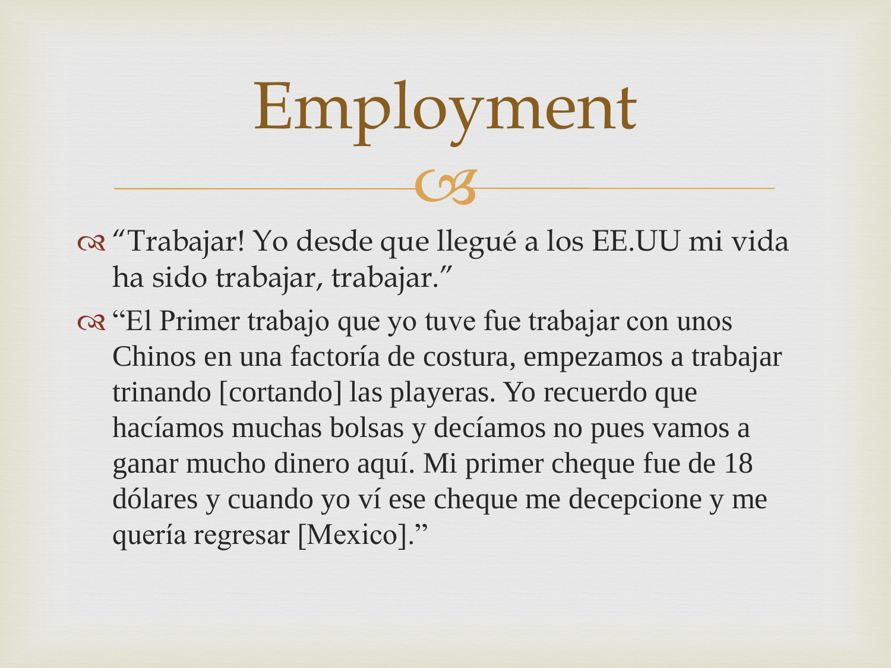# Employment

- “Trabajar! Yo desde que llegué a los EE.UU mi vida ha sido trabajar, trabajar.”
- “El Primer trabajo que yo tuve fue trabajar con unos Chinos en una factoría de costura, empezamos a trabajar trinando [cortando] las playeras. Yo recuerdo que hacíamos muchas bolsas y decíamos no pues vamos a ganar mucho dinero aquí. Mi primer cheque fue de 18 dólares y cuando yo ví ese cheque me decepcione y me quería regresar [Mexico].”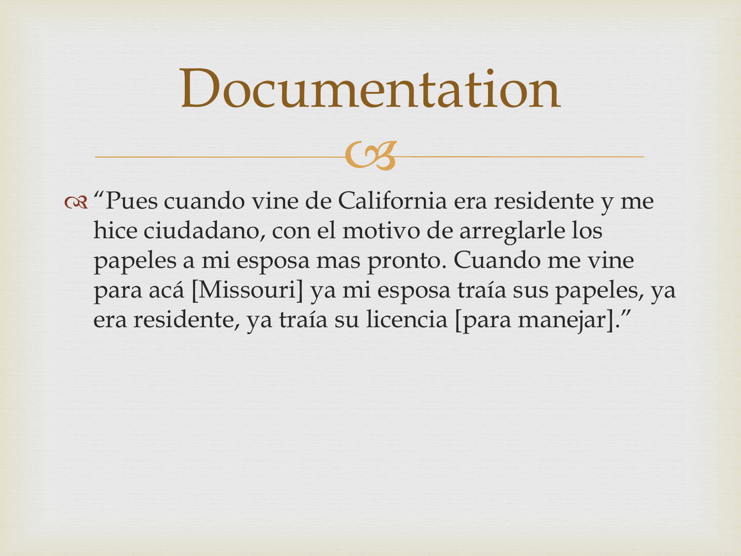# Documentation

- "Pues cuando vine de California era residente y me hice ciudadano, con el motivo de arreglarle los papeles a mi esposa mas pronto. Cuando me vine para acá [Missouri] ya mi esposa traía sus papeles, ya era residente, ya traía su licencia [para manejar]."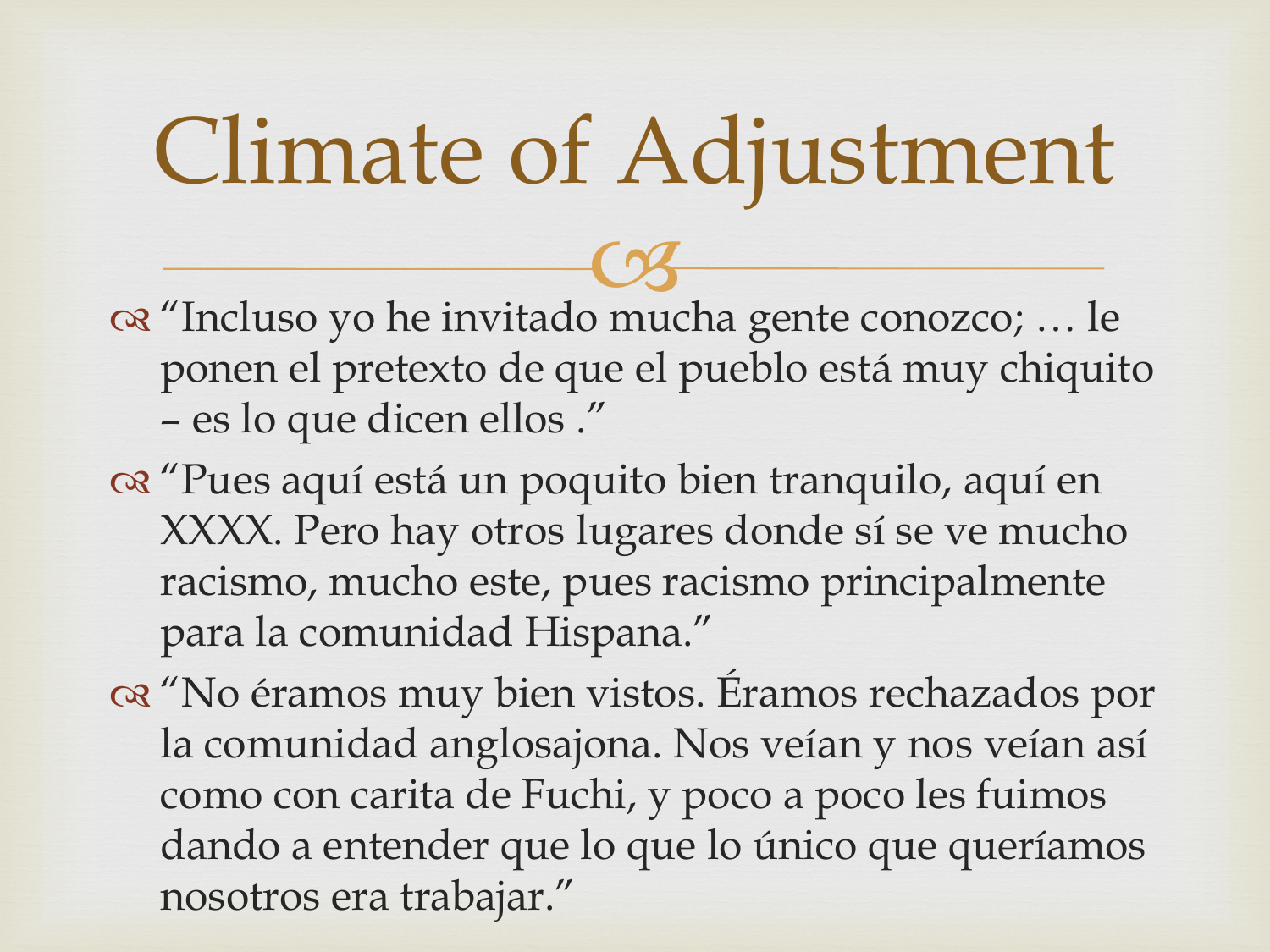# Climate of Adjustment

- "Incluso yo he invitado mucha gente conozco; … le ponen el pretexto de que el pueblo está muy chiquito – es lo que dicen ellos ."
- "Pues aquí está un poquito bien tranquilo, aquí en XXXX. Pero hay otros lugares donde sí se ve mucho racismo, mucho este, pues racismo principalmente para la comunidad Hispana."
- "No éramos muy bien vistos. Éramos rechazados por la comunidad anglosajona. Nos veían y nos veían así como con carita de Fuchi, y poco a poco les fuimos dando a entender que lo que lo único que queríamos nosotros era trabajar."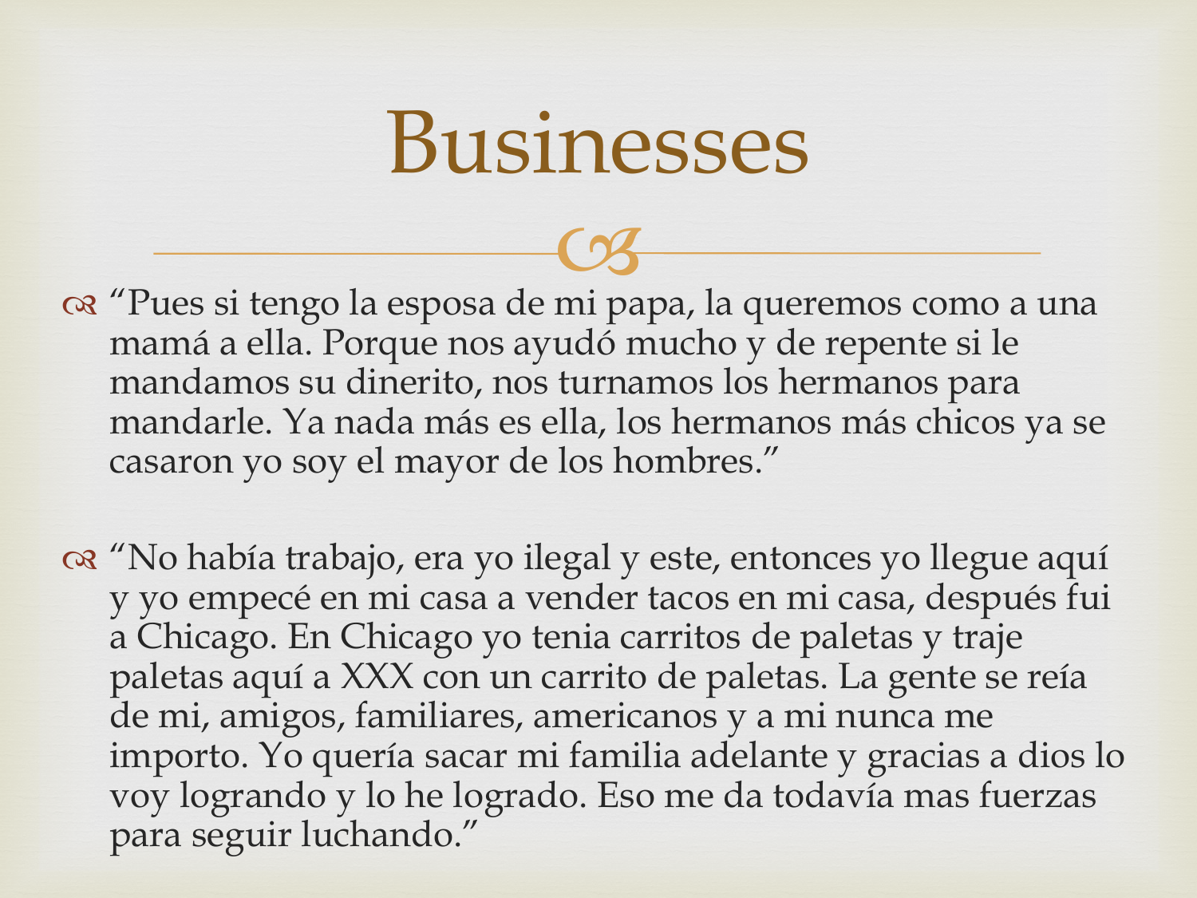# Businesses

- "Pues si tengo la esposa de mi papa, la queremos como a una mamá a ella. Porque nos ayudó mucho y de repente si le mandamos su dinerito, nos turnamos los hermanos para mandarle. Ya nada más es ella, los hermanos más chicos ya se casaron yo soy el mayor de los hombres."

- "No había trabajo, era yo ilegal y este, entonces yo llegue aquí y yo empecé en mi casa a vender tacos en mi casa, después fui a Chicago. En Chicago yo tenia carritos de paletas y traje paletas aquí a XXX con un carrito de paletas. La gente se reía de mi, amigos, familiares, americanos y a mi nunca me importo. Yo quería sacar mi familia adelante y gracias a dios lo voy logrando y lo he logrado. Eso me da todavía mas fuerzas para seguir luchando."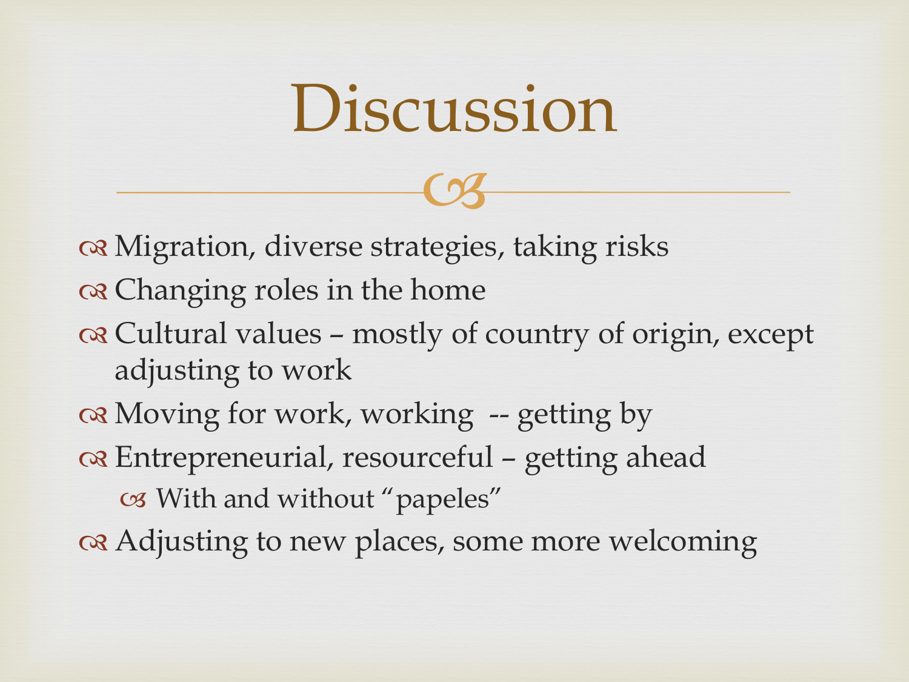# Discussion

- Migration, diverse strategies, taking risks
- Changing roles in the home
- Cultural values – mostly of country of origin, except adjusting to work
- Moving for work, working -- getting by
- Entrepreneurial, resourceful – getting ahead
  - With and without "papeles"
- Adjusting to new places, some more welcoming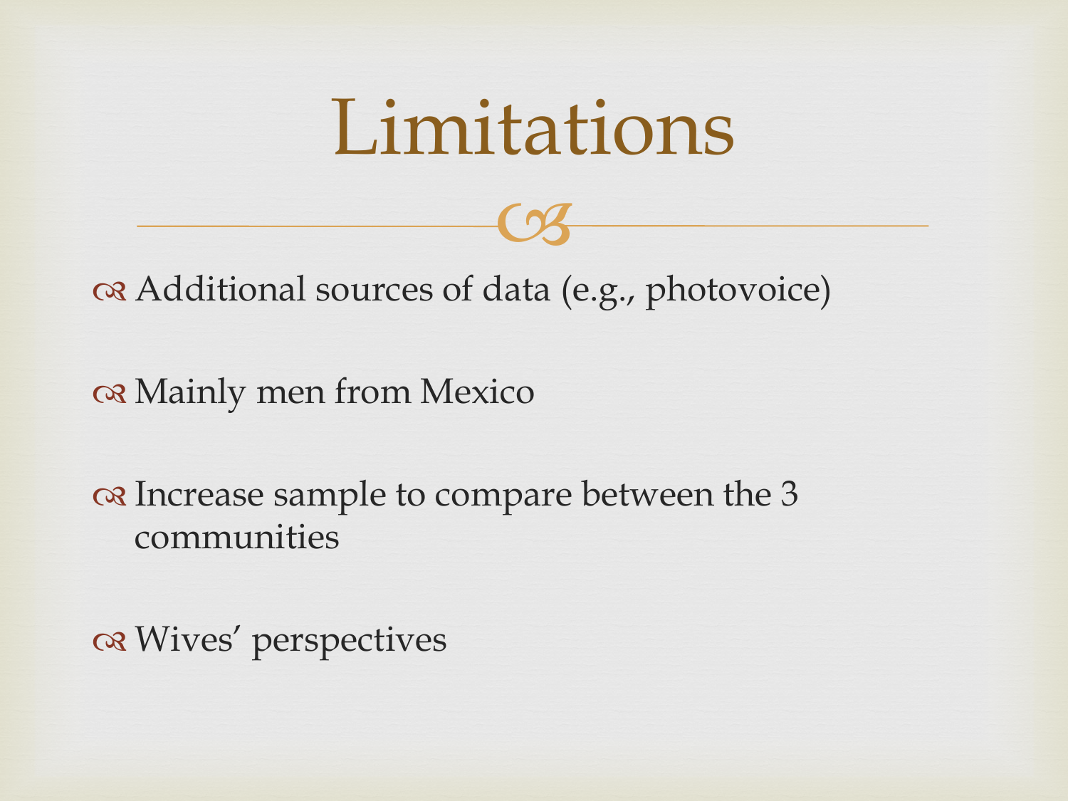# Limitations

- Additional sources of data (e.g., photovoice)
- Mainly men from Mexico
- Increase sample to compare between the 3 communities
- Wives' perspectives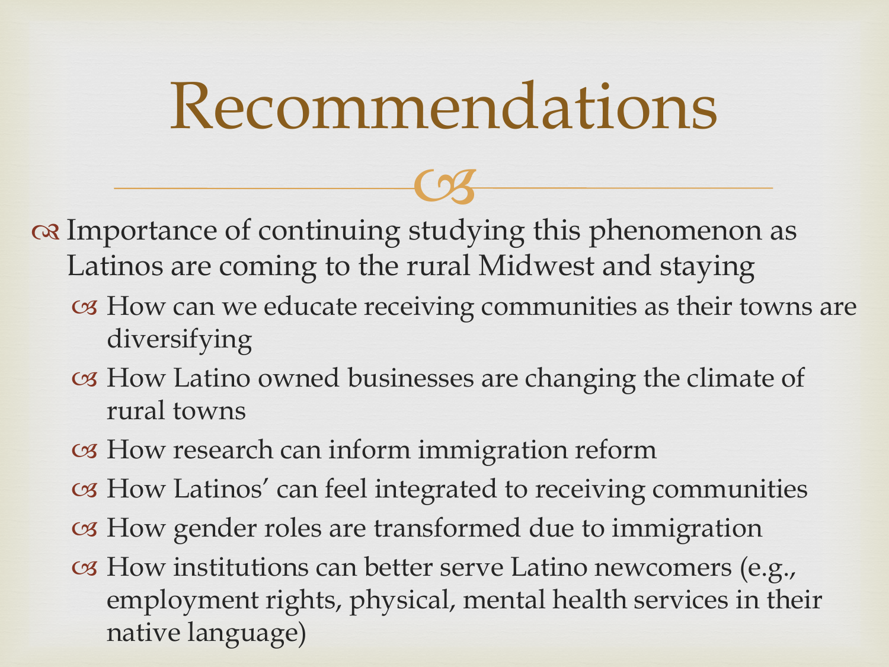# Recommendations

- Importance of continuing studying this phenomenon as Latinos are coming to the rural Midwest and staying
  - How can we educate receiving communities as their towns are diversifying
  - How Latino owned businesses are changing the climate of rural towns
  - How research can inform immigration reform
  - How Latinos' can feel integrated to receiving communities
  - How gender roles are transformed due to immigration
  - How institutions can better serve Latino newcomers (e.g., employment rights, physical, mental health services in their native language)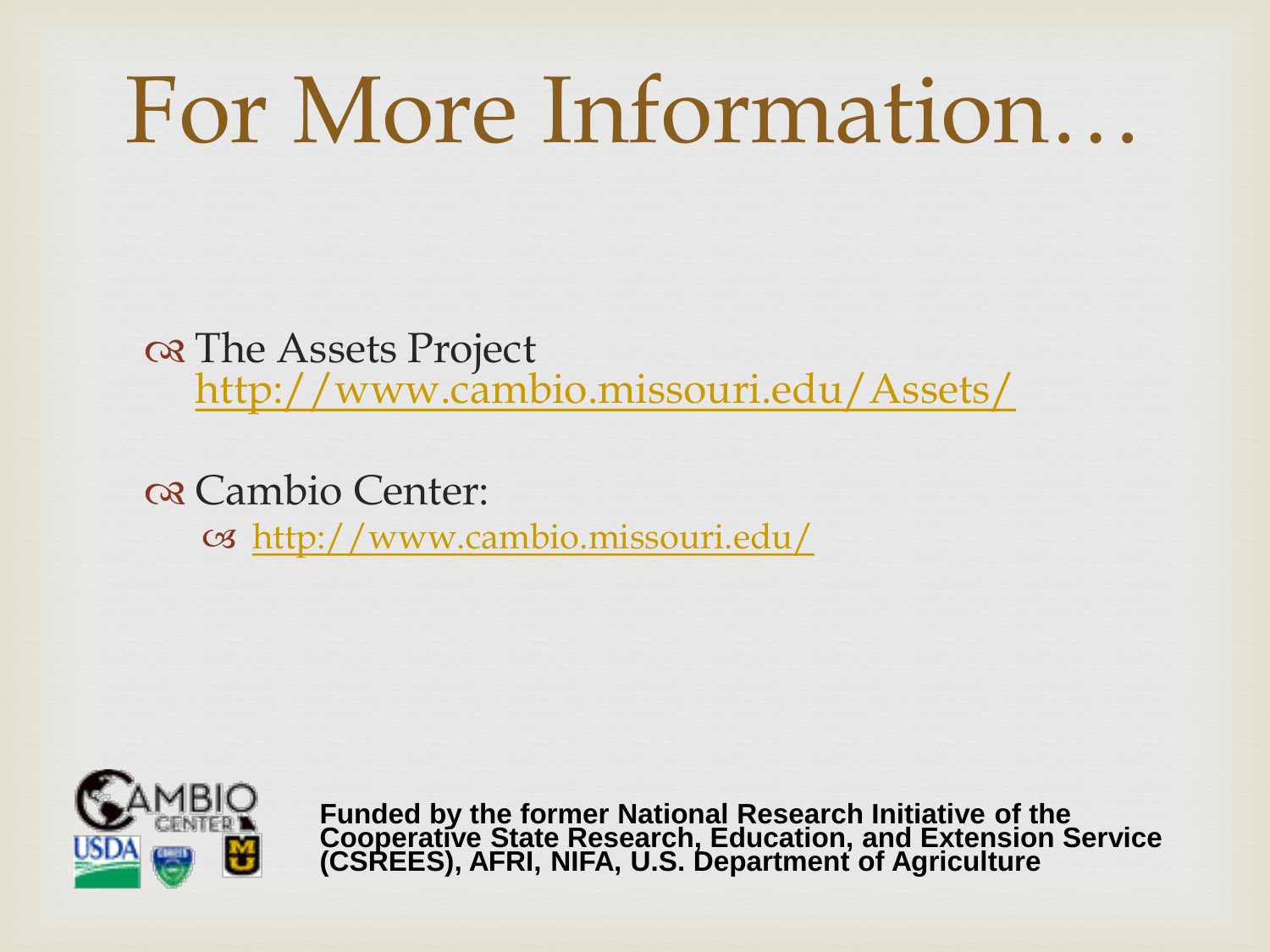# For More Information…

- The Assets Project
  http://www.cambio.missouri.edu/Assets/
- Cambio Center:
  - http://www.cambio.missouri.edu/

**Funded by the former National Research Initiative of the Cooperative State Research, Education, and Extension Service (CSREES), AFRI, NIFA, U.S. Department of Agriculture**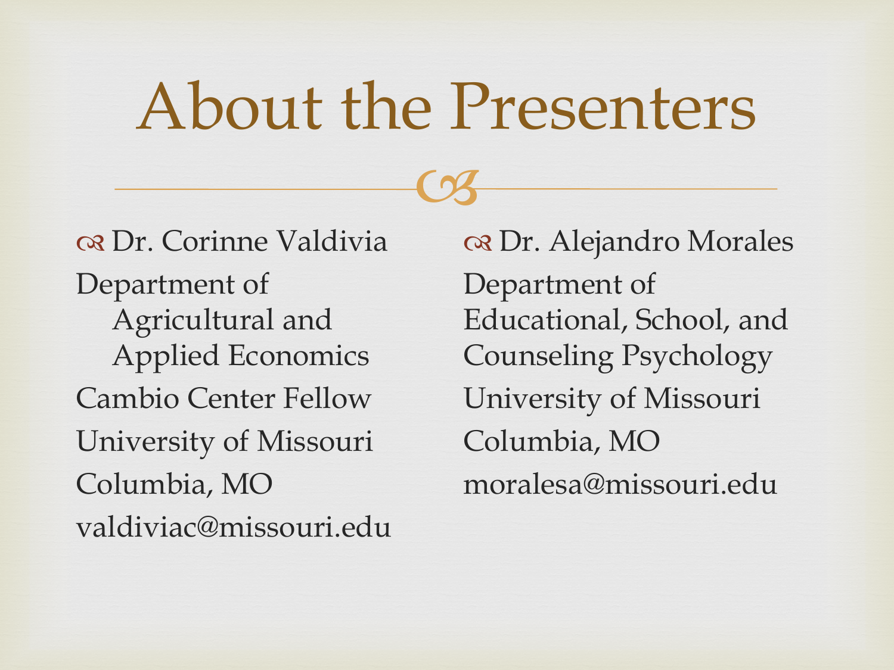# About the Presenters

- Dr. Corinne Valdivia

Department of Agricultural and Applied Economics

Cambio Center Fellow

University of Missouri

Columbia, MO

valdiviac@missouri.edu

- Dr. Alejandro Morales

Department of Educational, School, and Counseling Psychology

University of Missouri

Columbia, MO

moralesa@missouri.edu